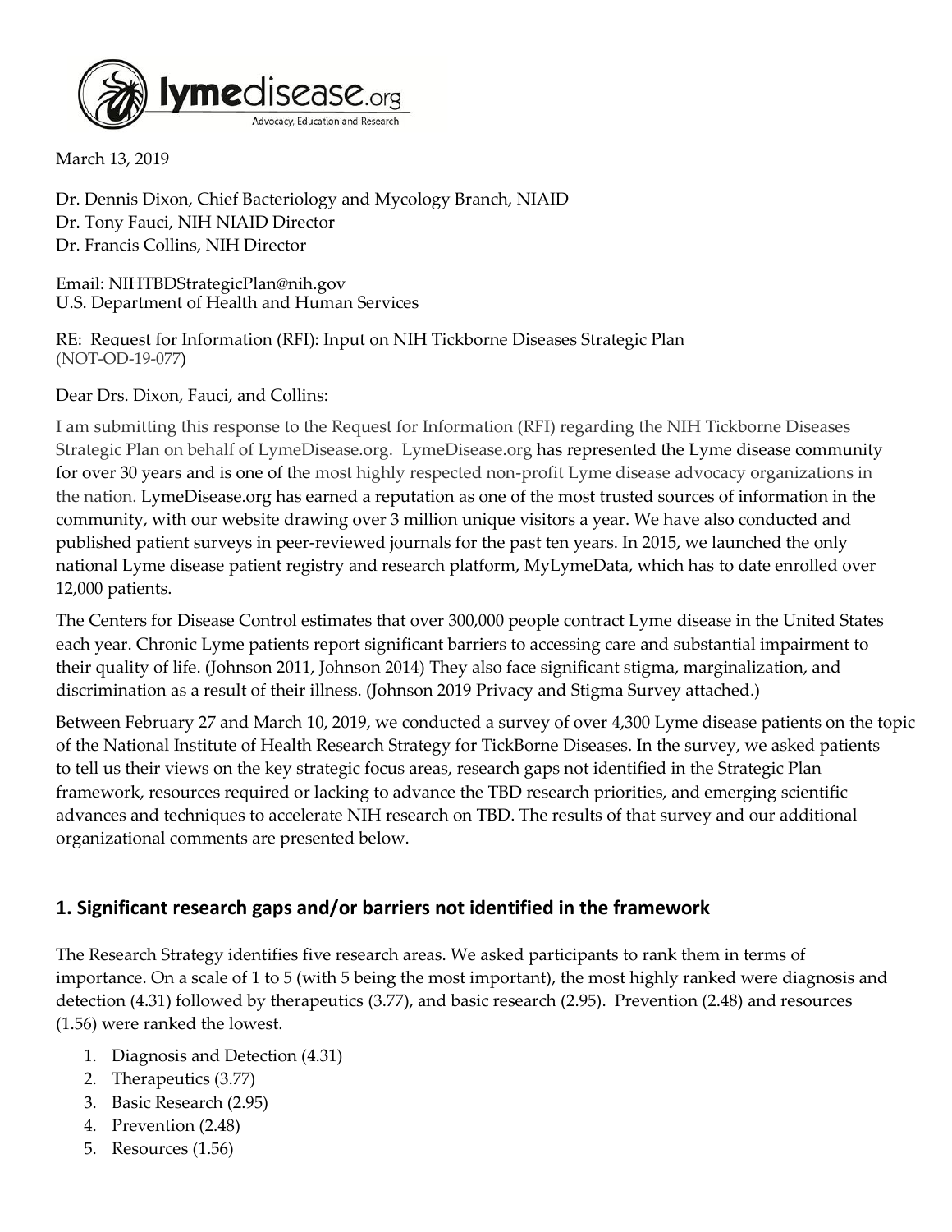lymedisease.org

Advocacy, Education and Research

March 13, 2019

Dr. Dennis Dixon, Chief Bacteriology and Mycology Branch, NIAID
Dr. Tony Fauci, NIH NIAID Director
Dr. Francis Collins, NIH Director

Email: NIHTBDStrategicPlan@nih.gov
U.S. Department of Health and Human Services

RE: Request for Information (RFI): Input on NIH Tickborne Diseases Strategic Plan
(NOT-OD-19-077)

Dear Drs. Dixon, Fauci, and Collins:

I am submitting this response to the Request for Information (RFI) regarding the NIH Tickborne Diseases Strategic Plan on behalf of LymeDisease.org. LymeDisease.org has represented the Lyme disease community for over 30 years and is one of the most highly respected non-profit Lyme disease advocacy organizations in the nation. LymeDisease.org has earned a reputation as one of the most trusted sources of information in the community, with our website drawing over 3 million unique visitors a year. We have also conducted and published patient surveys in peer-reviewed journals for the past ten years. In 2015, we launched the only national Lyme disease patient registry and research platform, MyLymeData, which has to date enrolled over 12,000 patients.

The Centers for Disease Control estimates that over 300,000 people contract Lyme disease in the United States each year. Chronic Lyme patients report significant barriers to accessing care and substantial impairment to their quality of life. (Johnson 2011, Johnson 2014) They also face significant stigma, marginalization, and discrimination as a result of their illness. (Johnson 2019 Privacy and Stigma Survey attached.)

Between February 27 and March 10, 2019, we conducted a survey of over 4,300 Lyme disease patients on the topic of the National Institute of Health Research Strategy for TickBorne Diseases. In the survey, we asked patients to tell us their views on the key strategic focus areas, research gaps not identified in the Strategic Plan framework, resources required or lacking to advance the TBD research priorities, and emerging scientific advances and techniques to accelerate NIH research on TBD. The results of that survey and our additional organizational comments are presented below.

## 1. Significant research gaps and/or barriers not identified in the framework

The Research Strategy identifies five research areas. We asked participants to rank them in terms of importance. On a scale of 1 to 5 (with 5 being the most important), the most highly ranked were diagnosis and detection (4.31) followed by therapeutics (3.77), and basic research (2.95). Prevention (2.48) and resources (1.56) were ranked the lowest.

1. Diagnosis and Detection (4.31)
2. Therapeutics (3.77)
3. Basic Research (2.95)
4. Prevention (2.48)
5. Resources (1.56)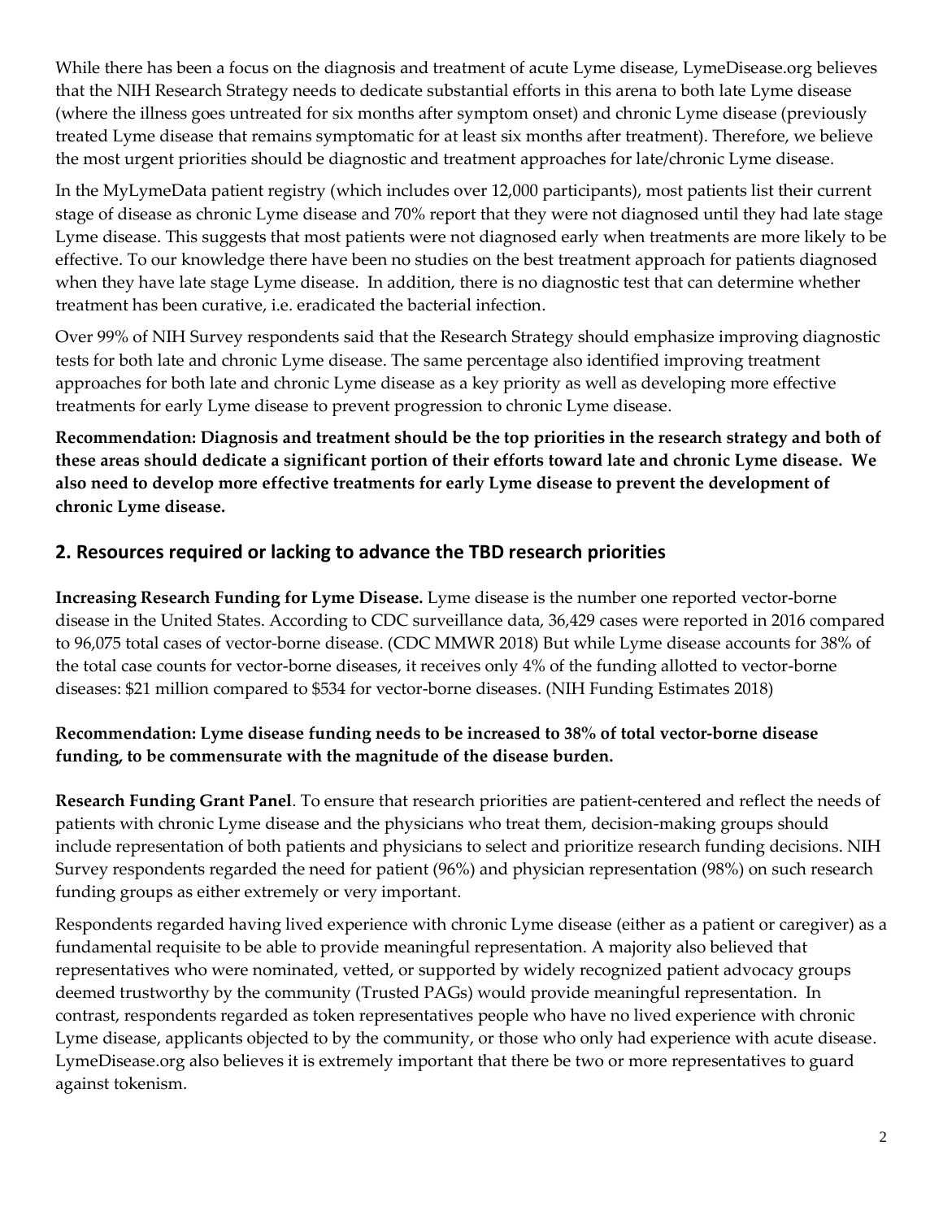While there has been a focus on the diagnosis and treatment of acute Lyme disease, LymeDisease.org believes that the NIH Research Strategy needs to dedicate substantial efforts in this arena to both late Lyme disease (where the illness goes untreated for six months after symptom onset) and chronic Lyme disease (previously treated Lyme disease that remains symptomatic for at least six months after treatment). Therefore, we believe the most urgent priorities should be diagnostic and treatment approaches for late/chronic Lyme disease.

In the MyLymeData patient registry (which includes over 12,000 participants), most patients list their current stage of disease as chronic Lyme disease and 70% report that they were not diagnosed until they had late stage Lyme disease. This suggests that most patients were not diagnosed early when treatments are more likely to be effective. To our knowledge there have been no studies on the best treatment approach for patients diagnosed when they have late stage Lyme disease. In addition, there is no diagnostic test that can determine whether treatment has been curative, i.e. eradicated the bacterial infection.

Over 99% of NIH Survey respondents said that the Research Strategy should emphasize improving diagnostic tests for both late and chronic Lyme disease. The same percentage also identified improving treatment approaches for both late and chronic Lyme disease as a key priority as well as developing more effective treatments for early Lyme disease to prevent progression to chronic Lyme disease.

**Recommendation: Diagnosis and treatment should be the top priorities in the research strategy and both of these areas should dedicate a significant portion of their efforts toward late and chronic Lyme disease. We also need to develop more effective treatments for early Lyme disease to prevent the development of chronic Lyme disease.**

## 2. Resources required or lacking to advance the TBD research priorities

**Increasing Research Funding for Lyme Disease.** Lyme disease is the number one reported vector-borne disease in the United States. According to CDC surveillance data, 36,429 cases were reported in 2016 compared to 96,075 total cases of vector-borne disease. (CDC MMWR 2018) But while Lyme disease accounts for 38% of the total case counts for vector-borne diseases, it receives only 4% of the funding allotted to vector-borne diseases: $21 million compared to $534 for vector-borne diseases. (NIH Funding Estimates 2018)

**Recommendation: Lyme disease funding needs to be increased to 38% of total vector-borne disease funding, to be commensurate with the magnitude of the disease burden.**

**Research Funding Grant Panel**. To ensure that research priorities are patient-centered and reflect the needs of patients with chronic Lyme disease and the physicians who treat them, decision-making groups should include representation of both patients and physicians to select and prioritize research funding decisions. NIH Survey respondents regarded the need for patient (96%) and physician representation (98%) on such research funding groups as either extremely or very important.

Respondents regarded having lived experience with chronic Lyme disease (either as a patient or caregiver) as a fundamental requisite to be able to provide meaningful representation. A majority also believed that representatives who were nominated, vetted, or supported by widely recognized patient advocacy groups deemed trustworthy by the community (Trusted PAGs) would provide meaningful representation. In contrast, respondents regarded as token representatives people who have no lived experience with chronic Lyme disease, applicants objected to by the community, or those who only had experience with acute disease. LymeDisease.org also believes it is extremely important that there be two or more representatives to guard against tokenism.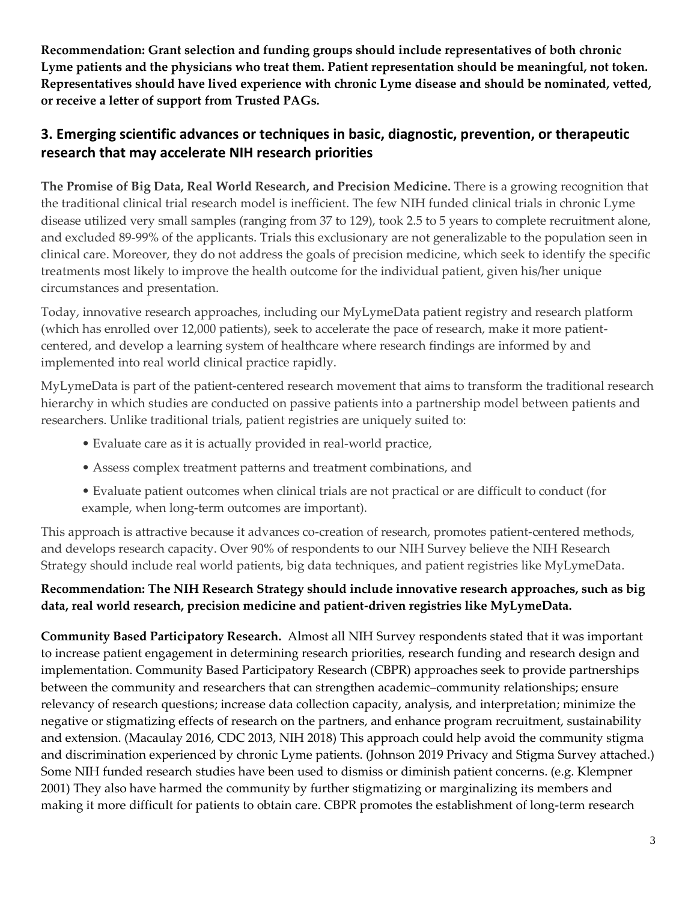**Recommendation: Grant selection and funding groups should include representatives of both chronic Lyme patients and the physicians who treat them. Patient representation should be meaningful, not token. Representatives should have lived experience with chronic Lyme disease and should be nominated, vetted, or receive a letter of support from Trusted PAGs.**

## 3. Emerging scientific advances or techniques in basic, diagnostic, prevention, or therapeutic research that may accelerate NIH research priorities

**The Promise of Big Data, Real World Research, and Precision Medicine.** There is a growing recognition that the traditional clinical trial research model is inefficient. The few NIH funded clinical trials in chronic Lyme disease utilized very small samples (ranging from 37 to 129), took 2.5 to 5 years to complete recruitment alone, and excluded 89-99% of the applicants. Trials this exclusionary are not generalizable to the population seen in clinical care. Moreover, they do not address the goals of precision medicine, which seek to identify the specific treatments most likely to improve the health outcome for the individual patient, given his/her unique circumstances and presentation.

Today, innovative research approaches, including our MyLymeData patient registry and research platform (which has enrolled over 12,000 patients), seek to accelerate the pace of research, make it more patient-centered, and develop a learning system of healthcare where research findings are informed by and implemented into real world clinical practice rapidly.

MyLymeData is part of the patient-centered research movement that aims to transform the traditional research hierarchy in which studies are conducted on passive patients into a partnership model between patients and researchers. Unlike traditional trials, patient registries are uniquely suited to:

- Evaluate care as it is actually provided in real-world practice,
- Assess complex treatment patterns and treatment combinations, and
- Evaluate patient outcomes when clinical trials are not practical or are difficult to conduct (for example, when long-term outcomes are important).

This approach is attractive because it advances co-creation of research, promotes patient-centered methods, and develops research capacity. Over 90% of respondents to our NIH Survey believe the NIH Research Strategy should include real world patients, big data techniques, and patient registries like MyLymeData.

**Recommendation: The NIH Research Strategy should include innovative research approaches, such as big data, real world research, precision medicine and patient-driven registries like MyLymeData.**

**Community Based Participatory Research.** Almost all NIH Survey respondents stated that it was important to increase patient engagement in determining research priorities, research funding and research design and implementation. Community Based Participatory Research (CBPR) approaches seek to provide partnerships between the community and researchers that can strengthen academic–community relationships; ensure relevancy of research questions; increase data collection capacity, analysis, and interpretation; minimize the negative or stigmatizing effects of research on the partners, and enhance program recruitment, sustainability and extension. (Macaulay 2016, CDC 2013, NIH 2018) This approach could help avoid the community stigma and discrimination experienced by chronic Lyme patients. (Johnson 2019 Privacy and Stigma Survey attached.) Some NIH funded research studies have been used to dismiss or diminish patient concerns. (e.g. Klempner 2001) They also have harmed the community by further stigmatizing or marginalizing its members and making it more difficult for patients to obtain care. CBPR promotes the establishment of long-term research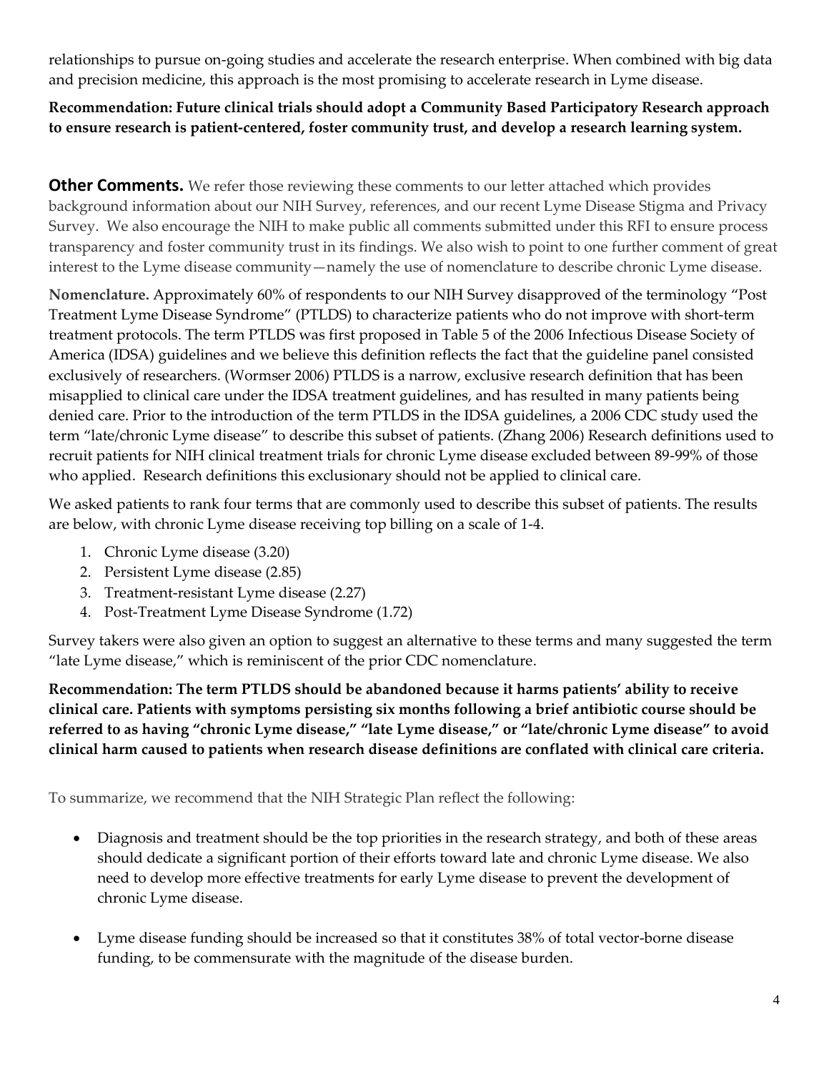relationships to pursue on-going studies and accelerate the research enterprise. When combined with big data and precision medicine, this approach is the most promising to accelerate research in Lyme disease.

**Recommendation: Future clinical trials should adopt a Community Based Participatory Research approach to ensure research is patient-centered, foster community trust, and develop a research learning system.**

**Other Comments.** We refer those reviewing these comments to our letter attached which provides background information about our NIH Survey, references, and our recent Lyme Disease Stigma and Privacy Survey. We also encourage the NIH to make public all comments submitted under this RFI to ensure process transparency and foster community trust in its findings. We also wish to point to one further comment of great interest to the Lyme disease community—namely the use of nomenclature to describe chronic Lyme disease.

**Nomenclature.** Approximately 60% of respondents to our NIH Survey disapproved of the terminology "Post Treatment Lyme Disease Syndrome" (PTLDS) to characterize patients who do not improve with short-term treatment protocols. The term PTLDS was first proposed in Table 5 of the 2006 Infectious Disease Society of America (IDSA) guidelines and we believe this definition reflects the fact that the guideline panel consisted exclusively of researchers. (Wormser 2006) PTLDS is a narrow, exclusive research definition that has been misapplied to clinical care under the IDSA treatment guidelines, and has resulted in many patients being denied care. Prior to the introduction of the term PTLDS in the IDSA guidelines, a 2006 CDC study used the term "late/chronic Lyme disease" to describe this subset of patients. (Zhang 2006) Research definitions used to recruit patients for NIH clinical treatment trials for chronic Lyme disease excluded between 89-99% of those who applied. Research definitions this exclusionary should not be applied to clinical care.

We asked patients to rank four terms that are commonly used to describe this subset of patients. The results are below, with chronic Lyme disease receiving top billing on a scale of 1-4.

1. Chronic Lyme disease (3.20)
2. Persistent Lyme disease (2.85)
3. Treatment-resistant Lyme disease (2.27)
4. Post-Treatment Lyme Disease Syndrome (1.72)

Survey takers were also given an option to suggest an alternative to these terms and many suggested the term "late Lyme disease," which is reminiscent of the prior CDC nomenclature.

**Recommendation: The term PTLDS should be abandoned because it harms patients' ability to receive clinical care. Patients with symptoms persisting six months following a brief antibiotic course should be referred to as having "chronic Lyme disease," "late Lyme disease," or "late/chronic Lyme disease" to avoid clinical harm caused to patients when research disease definitions are conflated with clinical care criteria.**

To summarize, we recommend that the NIH Strategic Plan reflect the following:

- Diagnosis and treatment should be the top priorities in the research strategy, and both of these areas should dedicate a significant portion of their efforts toward late and chronic Lyme disease. We also need to develop more effective treatments for early Lyme disease to prevent the development of chronic Lyme disease.

- Lyme disease funding should be increased so that it constitutes 38% of total vector-borne disease funding, to be commensurate with the magnitude of the disease burden.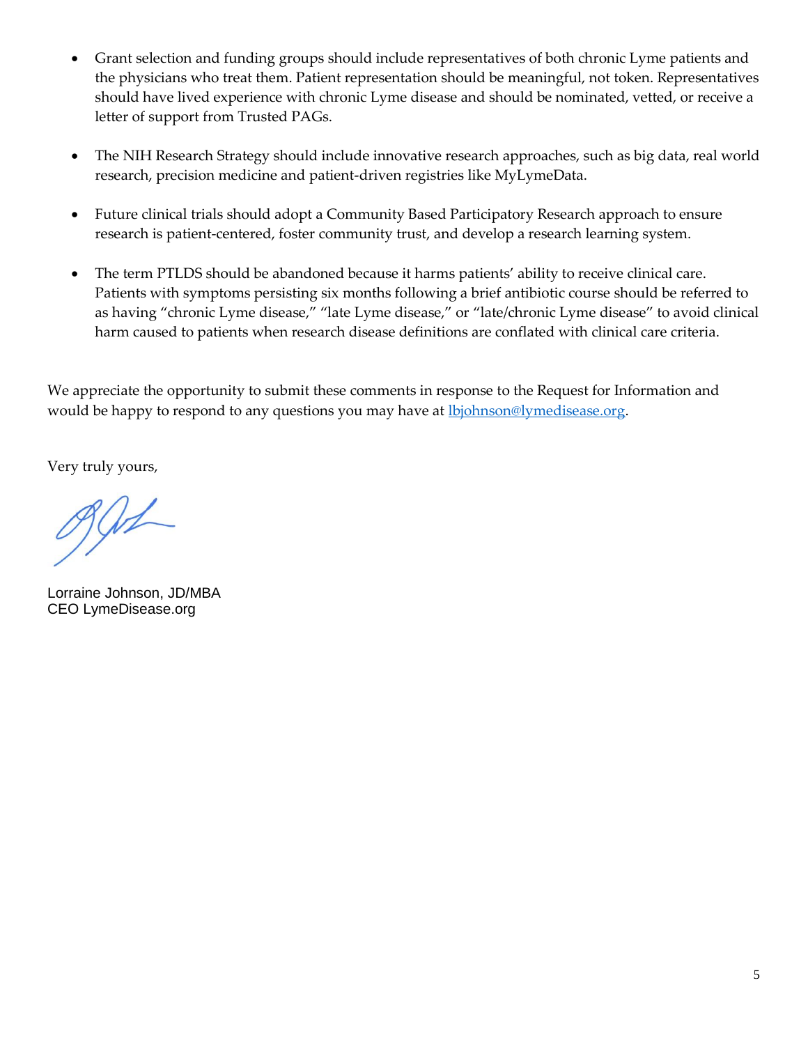- Grant selection and funding groups should include representatives of both chronic Lyme patients and the physicians who treat them. Patient representation should be meaningful, not token. Representatives should have lived experience with chronic Lyme disease and should be nominated, vetted, or receive a letter of support from Trusted PAGs.

- The NIH Research Strategy should include innovative research approaches, such as big data, real world research, precision medicine and patient-driven registries like MyLymeData.

- Future clinical trials should adopt a Community Based Participatory Research approach to ensure research is patient-centered, foster community trust, and develop a research learning system.

- The term PTLDS should be abandoned because it harms patients' ability to receive clinical care. Patients with symptoms persisting six months following a brief antibiotic course should be referred to as having "chronic Lyme disease," "late Lyme disease," or "late/chronic Lyme disease" to avoid clinical harm caused to patients when research disease definitions are conflated with clinical care criteria.

We appreciate the opportunity to submit these comments in response to the Request for Information and would be happy to respond to any questions you may have at [lbjohnson@lymedisease.org](mailto:lbjohnson@lymedisease.org).

Very truly yours,

Lorraine Johnson, JD/MBA
CEO LymeDisease.org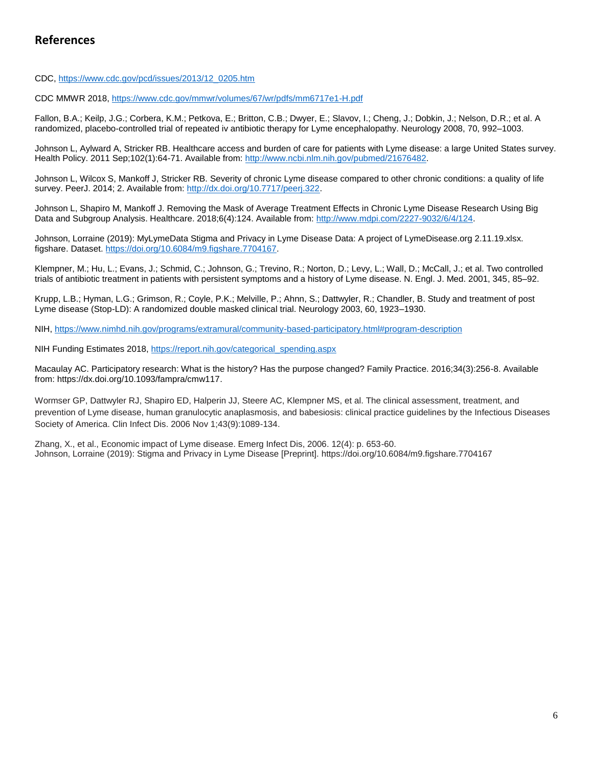## References

CDC, https://www.cdc.gov/pcd/issues/2013/12_0205.htm

CDC MMWR 2018, https://www.cdc.gov/mmwr/volumes/67/wr/pdfs/mm6717e1-H.pdf

Fallon, B.A.; Keilp, J.G.; Corbera, K.M.; Petkova, E.; Britton, C.B.; Dwyer, E.; Slavov, I.; Cheng, J.; Dobkin, J.; Nelson, D.R.; et al. A randomized, placebo-controlled trial of repeated iv antibiotic therapy for Lyme encephalopathy. Neurology 2008, 70, 992–1003.

Johnson L, Aylward A, Stricker RB. Healthcare access and burden of care for patients with Lyme disease: a large United States survey. Health Policy. 2011 Sep;102(1):64-71. Available from: http://www.ncbi.nlm.nih.gov/pubmed/21676482.

Johnson L, Wilcox S, Mankoff J, Stricker RB. Severity of chronic Lyme disease compared to other chronic conditions: a quality of life survey. PeerJ. 2014; 2. Available from: http://dx.doi.org/10.7717/peerj.322.

Johnson L, Shapiro M, Mankoff J. Removing the Mask of Average Treatment Effects in Chronic Lyme Disease Research Using Big Data and Subgroup Analysis. Healthcare. 2018;6(4):124. Available from: http://www.mdpi.com/2227-9032/6/4/124.

Johnson, Lorraine (2019): MyLymeData Stigma and Privacy in Lyme Disease Data: A project of LymeDisease.org 2.11.19.xlsx. figshare. Dataset. https://doi.org/10.6084/m9.figshare.7704167.

Klempner, M.; Hu, L.; Evans, J.; Schmid, C.; Johnson, G.; Trevino, R.; Norton, D.; Levy, L.; Wall, D.; McCall, J.; et al. Two controlled trials of antibiotic treatment in patients with persistent symptoms and a history of Lyme disease. N. Engl. J. Med. 2001, 345, 85–92.

Krupp, L.B.; Hyman, L.G.; Grimson, R.; Coyle, P.K.; Melville, P.; Ahnn, S.; Dattwyler, R.; Chandler, B. Study and treatment of post Lyme disease (Stop-LD): A randomized double masked clinical trial. Neurology 2003, 60, 1923–1930.

NIH, https://www.nimhd.nih.gov/programs/extramural/community-based-participatory.html#program-description

NIH Funding Estimates 2018, https://report.nih.gov/categorical_spending.aspx

Macaulay AC. Participatory research: What is the history? Has the purpose changed? Family Practice. 2016;34(3):256-8. Available from: https://dx.doi.org/10.1093/fampra/cmw117.

Wormser GP, Dattwyler RJ, Shapiro ED, Halperin JJ, Steere AC, Klempner MS, et al. The clinical assessment, treatment, and prevention of Lyme disease, human granulocytic anaplasmosis, and babesiosis: clinical practice guidelines by the Infectious Diseases Society of America. Clin Infect Dis. 2006 Nov 1;43(9):1089-134.

Zhang, X., et al., Economic impact of Lyme disease. Emerg Infect Dis, 2006. 12(4): p. 653-60.
Johnson, Lorraine (2019): Stigma and Privacy in Lyme Disease [Preprint]. https://doi.org/10.6084/m9.figshare.7704167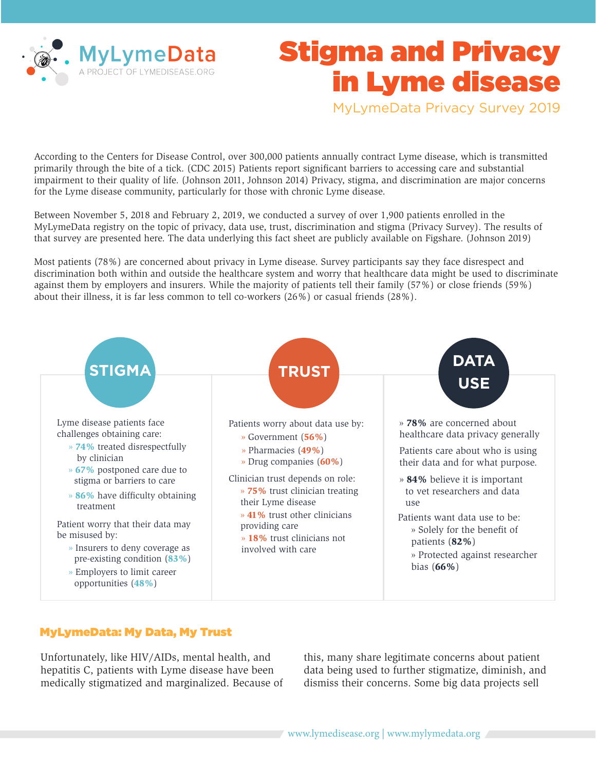MyLymeData
A PROJECT OF LYMEDISEASE.ORG

# Stigma and Privacy in Lyme disease

MyLymeData Privacy Survey 2019

According to the Centers for Disease Control, over 300,000 patients annually contract Lyme disease, which is transmitted primarily through the bite of a tick. (CDC 2015) Patients report significant barriers to accessing care and substantial impairment to their quality of life. (Johnson 2011, Johnson 2014) Privacy, stigma, and discrimination are major concerns for the Lyme disease community, particularly for those with chronic Lyme disease.

Between November 5, 2018 and February 2, 2019, we conducted a survey of over 1,900 patients enrolled in the MyLymeData registry on the topic of privacy, data use, trust, discrimination and stigma (Privacy Survey). The results of that survey are presented here. The data underlying this fact sheet are publicly available on Figshare. (Johnson 2019)

Most patients (78%) are concerned about privacy in Lyme disease. Survey participants say they face disrespect and discrimination both within and outside the healthcare system and worry that healthcare data might be used to discriminate against them by employers and insurers. While the majority of patients tell their family (57%) or close friends (59%) about their illness, it is far less common to tell co-workers (26%) or casual friends (28%).

## STIGMA

Lyme disease patients face challenges obtaining care:

- **74%** treated disrespectfully by clinician
- **67%** postponed care due to stigma or barriers to care
- **86%** have difficulty obtaining treatment

Patient worry that their data may be misused by:

- Insurers to deny coverage as pre-existing condition (**83%**)
- Employers to limit career opportunities (**48%**)

## TRUST

Patients worry about data use by:

- Government (**56%**)
- Pharmacies (**49%**)
- Drug companies (**60%**)

Clinician trust depends on role:

- **75%** trust clinician treating their Lyme disease
- **41%** trust other clinicians providing care
- **18%** trust clinicians not involved with care

## DATA USE

- **78%** are concerned about healthcare data privacy generally

Patients care about who is using their data and for what purpose.

- **84%** believe it is important to vet researchers and data use

Patients want data use to be:

- Solely for the benefit of patients (**82%**)
- Protected against researcher bias (**66%**)

## MyLymeData: My Data, My Trust

Unfortunately, like HIV/AIDs, mental health, and hepatitis C, patients with Lyme disease have been medically stigmatized and marginalized. Because of this, many share legitimate concerns about patient data being used to further stigmatize, diminish, and dismiss their concerns. Some big data projects sell

www.lymedisease.org | www.mylymedata.org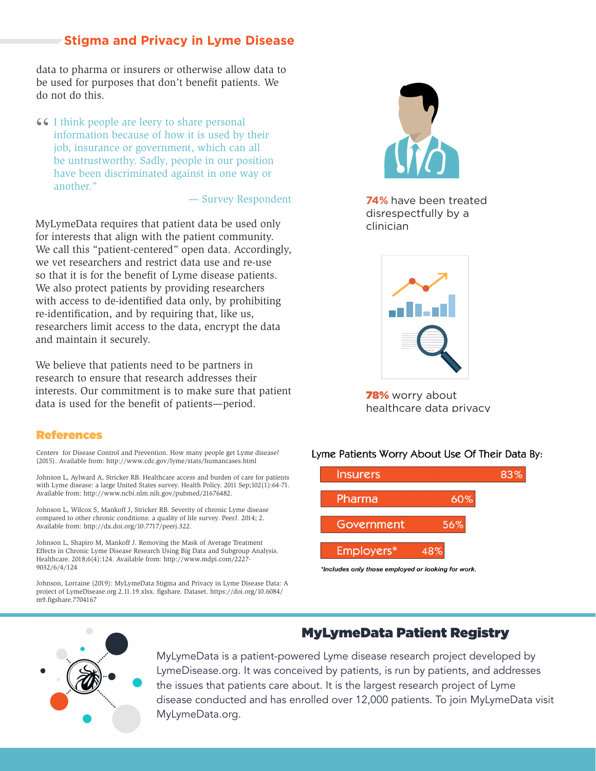## Stigma and Privacy in Lyme Disease

data to pharma or insurers or otherwise allow data to be used for purposes that don't benefit patients. We do not do this.

> "I think people are leery to share personal information because of how it is used by their job, insurance or government, which can all be untrustworthy. Sadly, people in our position have been discriminated against in one way or another."
>
> — Survey Respondent

MyLymeData requires that patient data be used only for interests that align with the patient community. We call this "patient-centered" open data. Accordingly, we vet researchers and restrict data use and re-use so that it is for the benefit of Lyme disease patients. We also protect patients by providing researchers with access to de-identified data only, by prohibiting re-identification, and by requiring that, like us, researchers limit access to the data, encrypt the data and maintain it securely.

We believe that patients need to be partners in research to ensure that research addresses their interests. Our commitment is to make sure that patient data is used for the benefit of patients—period.

**74%** have been treated disrespectfully by a clinician

**78%** worry about healthcare data privacy

Lyme Patients Worry About Use Of Their Data By:

Insurers 83%

Pharma 60%

Government 56%

Employers* 48%

*Includes only those employed or looking for work.

### References

Centers for Disease Control and Prevention. How many people get Lyme disease? (2015). Available from: http://www.cdc.gov/lyme/stats/humancases.html

Johnson L, Aylward A, Stricker RB. Healthcare access and burden of care for patients with Lyme disease: a large United States survey. Health Policy. 2011 Sep;102(1):64-71. Available from: http://www.ncbi.nlm.nih.gov/pubmed/21676482.

Johnson L, Wilcox S, Mankoff J, Stricker RB. Severity of chronic Lyme disease compared to other chronic conditions: a quality of life survey. PeerJ. 2014; 2. Available from: http://dx.doi.org/10.7717/peerj.322.

Johnson L, Shapiro M, Mankoff J. Removing the Mask of Average Treatment Effects in Chronic Lyme Disease Research Using Big Data and Subgroup Analysis. Healthcare. 2018;6(4):124. Available from: http://www.mdpi.com/2227-9032/6/4/124

Johnson, Lorraine (2019): MyLymeData Stigma and Privacy in Lyme Disease Data: A project of LymeDisease.org 2.11.19.xlsx. figshare. Dataset. https://doi.org/10.6084/m9.figshare.7704167

## MyLymeData Patient Registry

MyLymeData is a patient-powered Lyme disease research project developed by LymeDisease.org. It was conceived by patients, is run by patients, and addresses the issues that patients care about. It is the largest research project of Lyme disease conducted and has enrolled over 12,000 patients. To join MyLymeData visit MyLymeData.org.